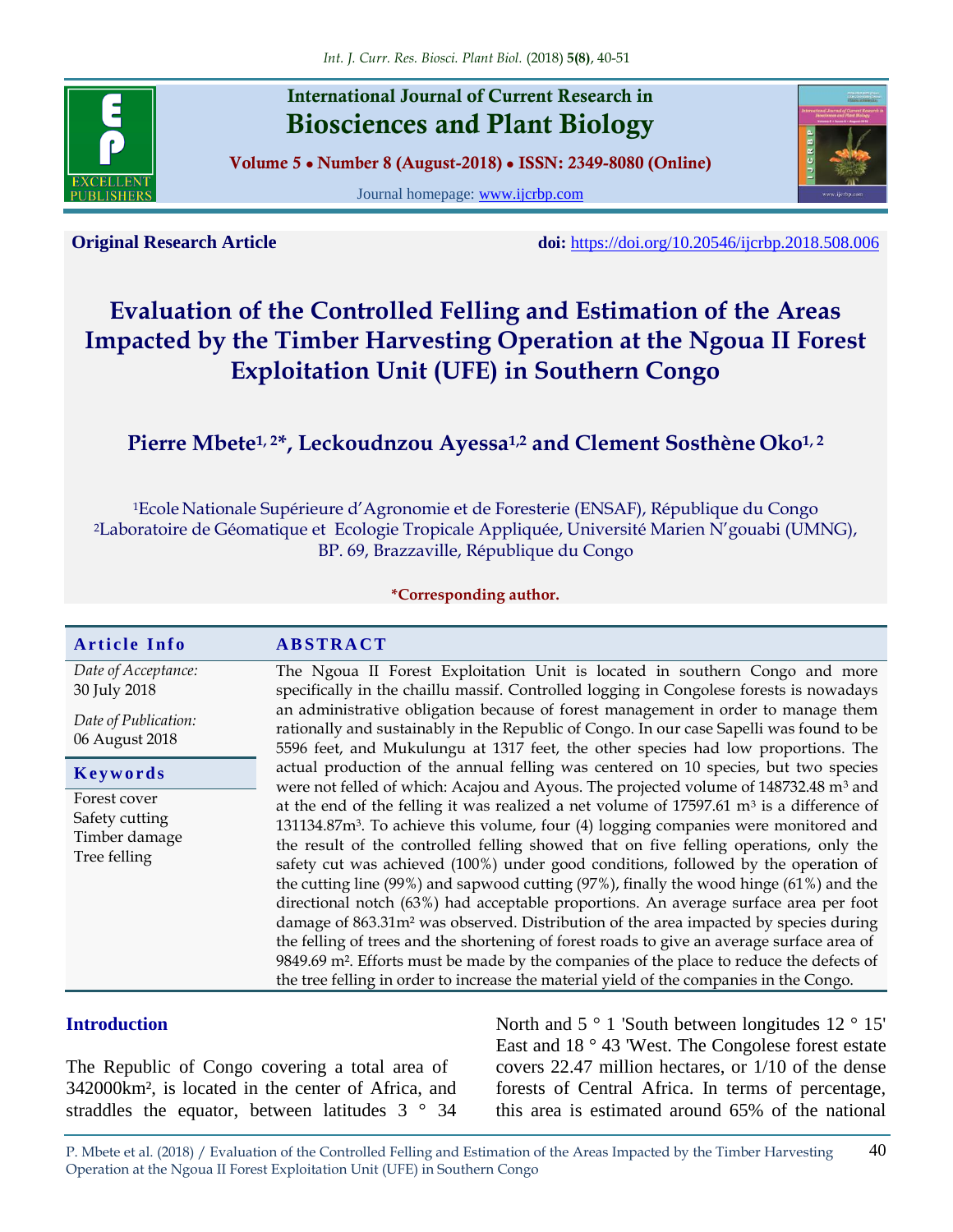International Journal of Current Research in

# Biosciences and Plant Biology

**Volume 5 • Number 8 (August-2018) • ISSN: 2349-8080 (Online)**

Journal homepage: www.ijcrbp.com

**Original Research Article** **doi:** https://doi.org/10.20546/ijcrbp.2018.508.006

# Evaluation of the Controlled Felling and Estimation of the Areas Impacted by the Timber Harvesting Operation at the Ngoua II Forest Exploitation Unit (UFE) in Southern Congo

**Pierre Mbete[1, 2*], Leckoudnzou Ayessa[1,2] and Clement Sosthène Oko[1, 2]**

[1]Ecole Nationale Supérieure d'Agronomie et de Foresterie (ENSAF), République du Congo
[2]Laboratoire de Géomatique et Ecologie Tropicale Appliquée, Université Marien N'gouabi (UMNG), BP. 69, Brazzaville, République du Congo

***Corresponding author.**

## Article Info

*Date of Acceptance:*
30 July 2018

*Date of Publication:*
06 August 2018

## Keywords

Forest cover
Safety cutting
Timber damage
Tree felling

## ABSTRACT

The Ngoua II Forest Exploitation Unit is located in southern Congo and more specifically in the chaillu massif. Controlled logging in Congolese forests is nowadays an administrative obligation because of forest management in order to manage them rationally and sustainably in the Republic of Congo. In our case Sapelli was found to be 5596 feet, and Mukulungu at 1317 feet, the other species had low proportions. The actual production of the annual felling was centered on 10 species, but two species were not felled of which: Acajou and Ayous. The projected volume of 148732.48 m³ and at the end of the felling it was realized a net volume of 17597.61 m³ is a difference of 131134.87m³. To achieve this volume, four (4) logging companies were monitored and the result of the controlled felling showed that on five felling operations, only the safety cut was achieved (100%) under good conditions, followed by the operation of the cutting line (99%) and sapwood cutting (97%), finally the wood hinge (61%) and the directional notch (63%) had acceptable proportions. An average surface area per foot damage of 863.31m² was observed. Distribution of the area impacted by species during the felling of trees and the shortening of forest roads to give an average surface area of 9849.69 m². Efforts must be made by the companies of the place to reduce the defects of the tree felling in order to increase the material yield of the companies in the Congo.

## Introduction

The Republic of Congo covering a total area of 342000km², is located in the center of Africa, and straddles the equator, between latitudes 3 ° 34 North and 5 ° 1 'South between longitudes 12 ° 15' East and 18 ° 43 'West. The Congolese forest estate covers 22.47 million hectares, or 1/10 of the dense forests of Central Africa. In terms of percentage, this area is estimated around 65% of the national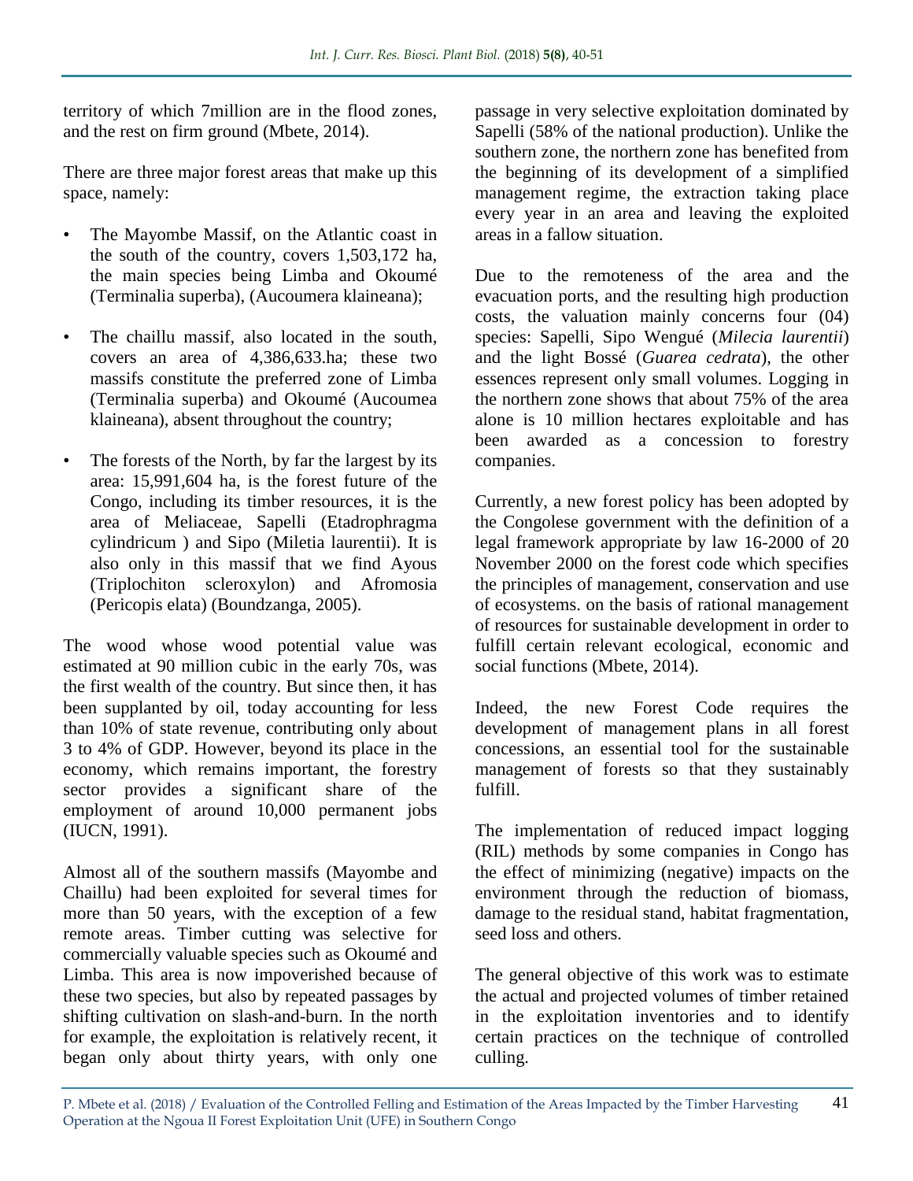territory of which 7million are in the flood zones, and the rest on firm ground (Mbete, 2014).

There are three major forest areas that make up this space, namely:

- The Mayombe Massif, on the Atlantic coast in the south of the country, covers 1,503,172 ha, the main species being Limba and Okoumé (Terminalia superba), (Aucoumera klaineana);
- The chaillu massif, also located in the south, covers an area of 4,386,633.ha; these two massifs constitute the preferred zone of Limba (Terminalia superba) and Okoumé (Aucoumea klaineana), absent throughout the country;
- The forests of the North, by far the largest by its area: 15,991,604 ha, is the forest future of the Congo, including its timber resources, it is the area of Meliaceae, Sapelli (Etadrophragma cylindricum ) and Sipo (Miletia laurentii). It is also only in this massif that we find Ayous (Triplochiton scleroxylon) and Afromosia (Pericopis elata) (Boundzanga, 2005).

The wood whose wood potential value was estimated at 90 million cubic in the early 70s, was the first wealth of the country. But since then, it has been supplanted by oil, today accounting for less than 10% of state revenue, contributing only about 3 to 4% of GDP. However, beyond its place in the economy, which remains important, the forestry sector provides a significant share of the employment of around 10,000 permanent jobs (IUCN, 1991).

Almost all of the southern massifs (Mayombe and Chaillu) had been exploited for several times for more than 50 years, with the exception of a few remote areas. Timber cutting was selective for commercially valuable species such as Okoumé and Limba. This area is now impoverished because of these two species, but also by repeated passages by shifting cultivation on slash-and-burn. In the north for example, the exploitation is relatively recent, it began only about thirty years, with only one passage in very selective exploitation dominated by Sapelli (58% of the national production). Unlike the southern zone, the northern zone has benefited from the beginning of its development of a simplified management regime, the extraction taking place every year in an area and leaving the exploited areas in a fallow situation.

Due to the remoteness of the area and the evacuation ports, and the resulting high production costs, the valuation mainly concerns four (04) species: Sapelli, Sipo Wengué (*Milecia laurentii*) and the light Bossé (*Guarea cedrata*), the other essences represent only small volumes. Logging in the northern zone shows that about 75% of the area alone is 10 million hectares exploitable and has been awarded as a concession to forestry companies.

Currently, a new forest policy has been adopted by the Congolese government with the definition of a legal framework appropriate by law 16-2000 of 20 November 2000 on the forest code which specifies the principles of management, conservation and use of ecosystems. on the basis of rational management of resources for sustainable development in order to fulfill certain relevant ecological, economic and social functions (Mbete, 2014).

Indeed, the new Forest Code requires the development of management plans in all forest concessions, an essential tool for the sustainable management of forests so that they sustainably fulfill.

The implementation of reduced impact logging (RIL) methods by some companies in Congo has the effect of minimizing (negative) impacts on the environment through the reduction of biomass, damage to the residual stand, habitat fragmentation, seed loss and others.

The general objective of this work was to estimate the actual and projected volumes of timber retained in the exploitation inventories and to identify certain practices on the technique of controlled culling.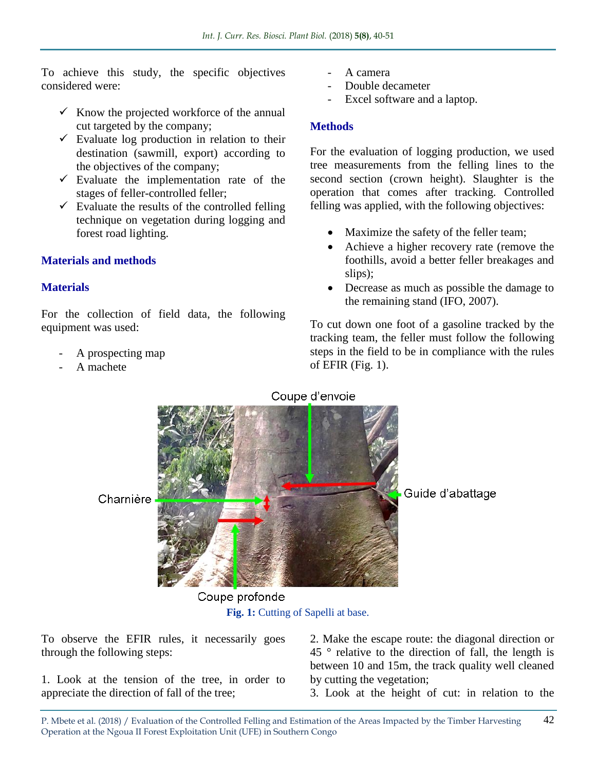To achieve this study, the specific objectives considered were:

- ✓ Know the projected workforce of the annual cut targeted by the company;
- ✓ Evaluate log production in relation to their destination (sawmill, export) according to the objectives of the company;
- ✓ Evaluate the implementation rate of the stages of feller-controlled feller;
- ✓ Evaluate the results of the controlled felling technique on vegetation during logging and forest road lighting.

## Materials and methods

### Materials

For the collection of field data, the following equipment was used:

- A prospecting map
- A machete
- A camera
- Double decameter
- Excel software and a laptop.

### Methods

For the evaluation of logging production, we used tree measurements from the felling lines to the second section (crown height). Slaughter is the operation that comes after tracking. Controlled felling was applied, with the following objectives:

- Maximize the safety of the feller team;
- Achieve a higher recovery rate (remove the foothills, avoid a better feller breakages and slips);
- Decrease as much as possible the damage to the remaining stand (IFO, 2007).

To cut down one foot of a gasoline tracked by the tracking team, the feller must follow the following steps in the field to be in compliance with the rules of EFIR (Fig. 1).

**Fig. 1:** Cutting of Sapelli at base.

To observe the EFIR rules, it necessarily goes through the following steps:

1. Look at the tension of the tree, in order to appreciate the direction of fall of the tree;

2. Make the escape route: the diagonal direction or 45 ° relative to the direction of fall, the length is between 10 and 15m, the track quality well cleaned by cutting the vegetation;

3. Look at the height of cut: in relation to the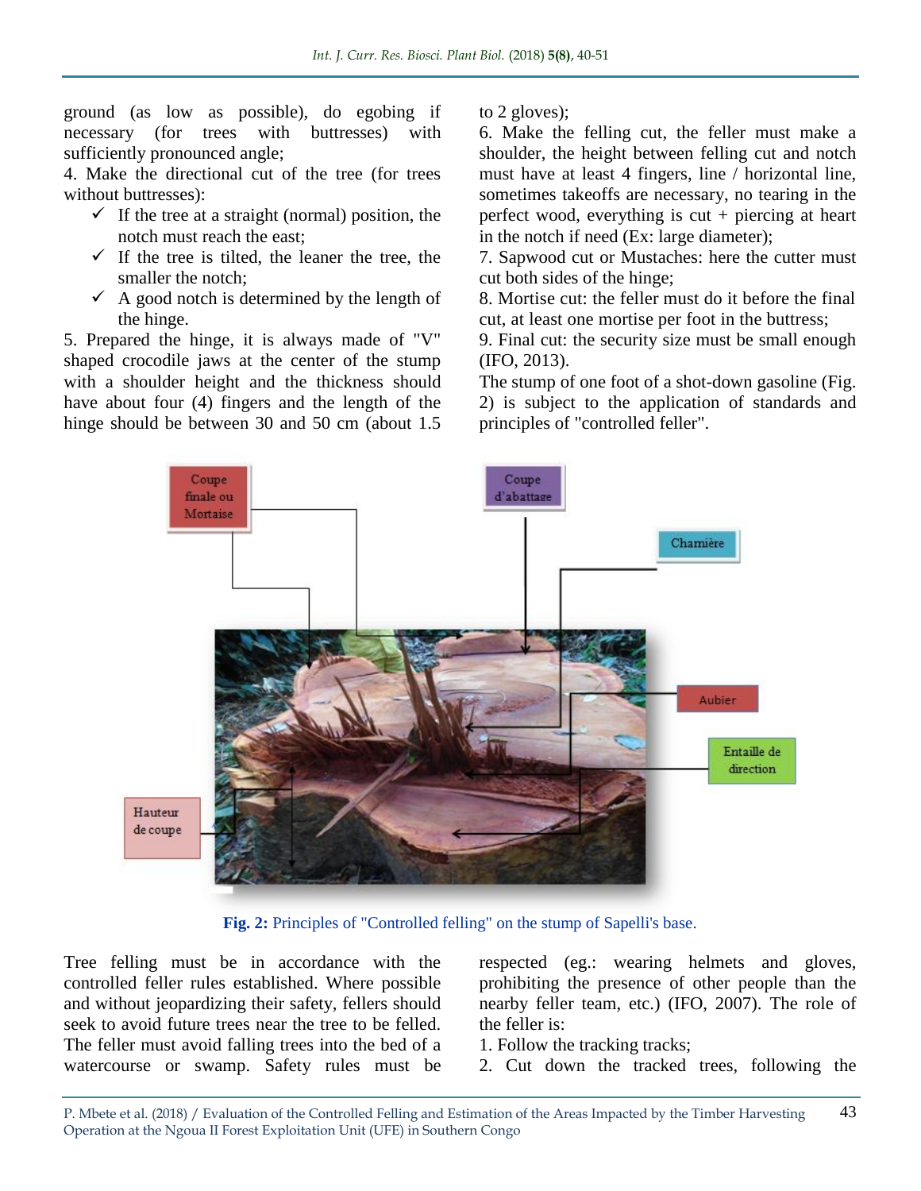ground (as low as possible), do egobing if necessary (for trees with buttresses) with sufficiently pronounced angle;

4. Make the directional cut of the tree (for trees without buttresses):

- ✓ If the tree at a straight (normal) position, the notch must reach the east;
- ✓ If the tree is tilted, the leaner the tree, the smaller the notch;
- ✓ A good notch is determined by the length of the hinge.

5. Prepared the hinge, it is always made of "V" shaped crocodile jaws at the center of the stump with a shoulder height and the thickness should have about four (4) fingers and the length of the hinge should be between 30 and 50 cm (about 1.5 to 2 gloves);

6. Make the felling cut, the feller must make a shoulder, the height between felling cut and notch must have at least 4 fingers, line / horizontal line, sometimes takeoffs are necessary, no tearing in the perfect wood, everything is cut + piercing at heart in the notch if need (Ex: large diameter);

7. Sapwood cut or Mustaches: here the cutter must cut both sides of the hinge;

8. Mortise cut: the feller must do it before the final cut, at least one mortise per foot in the buttress;

9. Final cut: the security size must be small enough (IFO, 2013).

The stump of one foot of a shot-down gasoline (Fig. 2) is subject to the application of standards and principles of "controlled feller".

Coupe finale ou Mortaise

Coupe d'abattage

Charnière

Aubier

Entaille de direction

Hauteur de coupe

**Fig. 2:** Principles of "Controlled felling" on the stump of Sapelli's base.

Tree felling must be in accordance with the controlled feller rules established. Where possible and without jeopardizing their safety, fellers should seek to avoid future trees near the tree to be felled. The feller must avoid falling trees into the bed of a watercourse or swamp. Safety rules must be respected (eg.: wearing helmets and gloves, prohibiting the presence of other people than the nearby feller team, etc.) (IFO, 2007). The role of the feller is:

1. Follow the tracking tracks;
2. Cut down the tracked trees, following the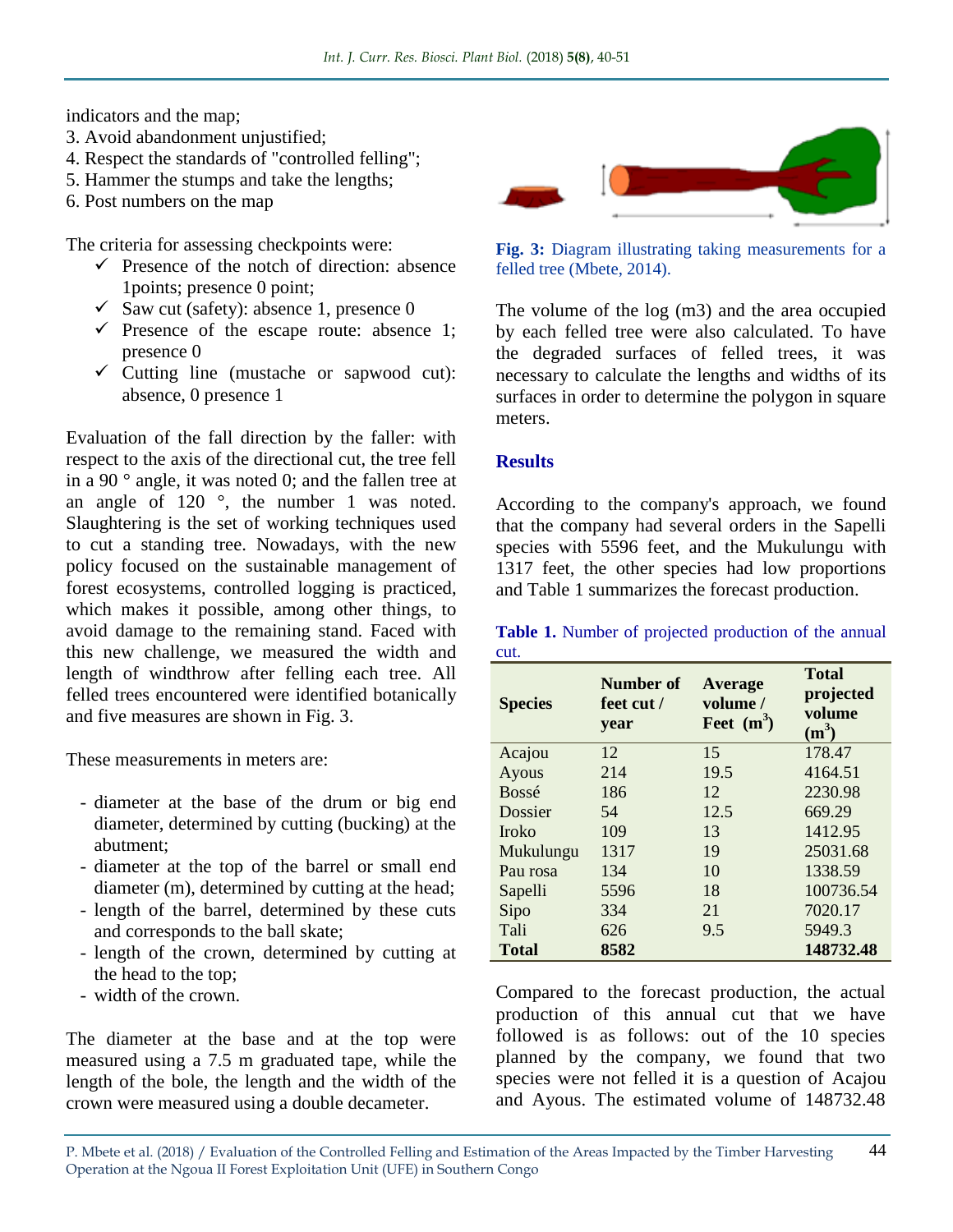indicators and the map;
3. Avoid abandonment unjustified;
4. Respect the standards of "controlled felling";
5. Hammer the stumps and take the lengths;
6. Post numbers on the map

The criteria for assessing checkpoints were:

- ✓ Presence of the notch of direction: absence 1points; presence 0 point;
- ✓ Saw cut (safety): absence 1, presence 0
- ✓ Presence of the escape route: absence 1; presence 0
- ✓ Cutting line (mustache or sapwood cut): absence, 0 presence 1

Evaluation of the fall direction by the faller: with respect to the axis of the directional cut, the tree fell in a 90 ° angle, it was noted 0; and the fallen tree at an angle of 120 °, the number 1 was noted. Slaughtering is the set of working techniques used to cut a standing tree. Nowadays, with the new policy focused on the sustainable management of forest ecosystems, controlled logging is practiced, which makes it possible, among other things, to avoid damage to the remaining stand. Faced with this new challenge, we measured the width and length of windthrow after felling each tree. All felled trees encountered were identified botanically and five measures are shown in Fig. 3.

These measurements in meters are:

- diameter at the base of the drum or big end diameter, determined by cutting (bucking) at the abutment;
- diameter at the top of the barrel or small end diameter (m), determined by cutting at the head;
- length of the barrel, determined by these cuts and corresponds to the ball skate;
- length of the crown, determined by cutting at the head to the top;
- width of the crown.

The diameter at the base and at the top were measured using a 7.5 m graduated tape, while the length of the bole, the length and the width of the crown were measured using a double decameter.

**Fig. 3:** Diagram illustrating taking measurements for a felled tree (Mbete, 2014).

The volume of the log (m3) and the area occupied by each felled tree were also calculated. To have the degraded surfaces of felled trees, it was necessary to calculate the lengths and widths of its surfaces in order to determine the polygon in square meters.

## Results

According to the company's approach, we found that the company had several orders in the Sapelli species with 5596 feet, and the Mukulungu with 1317 feet, the other species had low proportions and Table 1 summarizes the forecast production.

**Table 1.** Number of projected production of the annual cut.

| Species | Number of feet cut / year | Average volume / Feet ($m^3$) | Total projected volume ($m^3$) |
|---|---|---|---|
| Acajou | 12 | 15 | 178.47 |
| Ayous | 214 | 19.5 | 4164.51 |
| Bossé | 186 | 12 | 2230.98 |
| Dossier | 54 | 12.5 | 669.29 |
| Iroko | 109 | 13 | 1412.95 |
| Mukulungu | 1317 | 19 | 25031.68 |
| Pau rosa | 134 | 10 | 1338.59 |
| Sapelli | 5596 | 18 | 100736.54 |
| Sipo | 334 | 21 | 7020.17 |
| Tali | 626 | 9.5 | 5949.3 |
| **Total** | **8582** | | **148732.48** |

Compared to the forecast production, the actual production of this annual cut that we have followed is as follows: out of the 10 species planned by the company, we found that two species were not felled it is a question of Acajou and Ayous. The estimated volume of 148732.48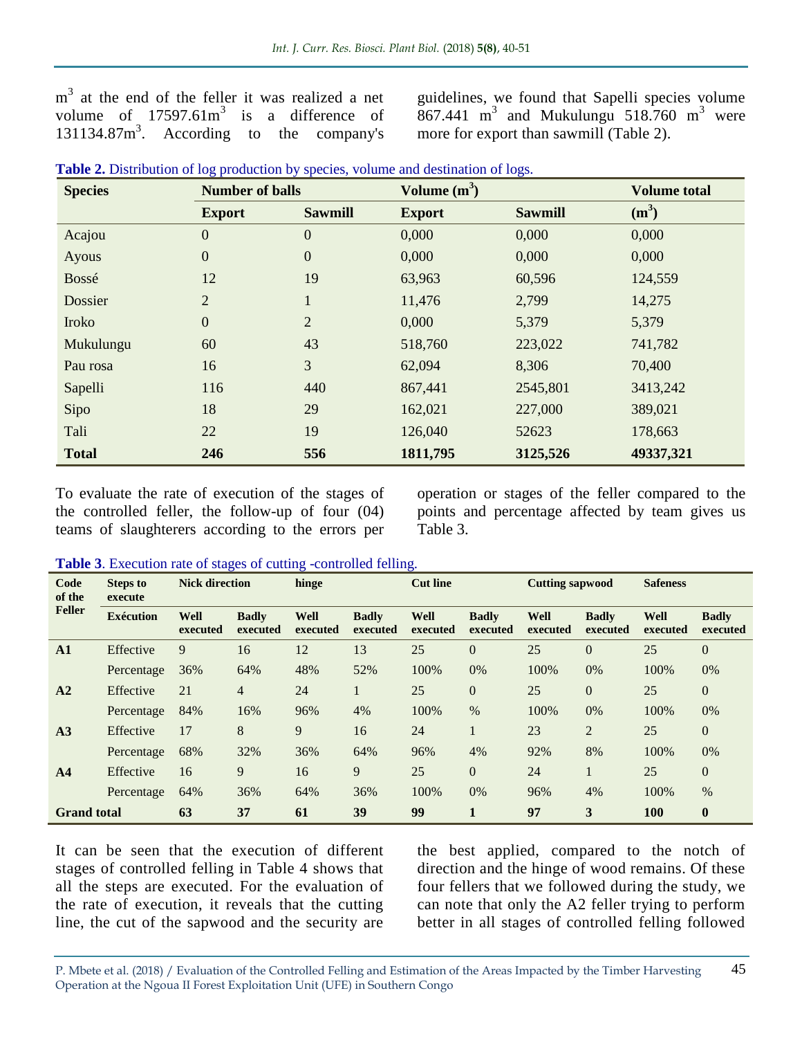$m^3$ at the end of the feller it was realized a net volume of 17597.61$m^3$ is a difference of 131134.87$m^3$. According to the company's guidelines, we found that Sapelli species volume 867.441 $m^3$ and Mukulungu 518.760 $m^3$ were more for export than sawmill (Table 2).

**Table 2.** Distribution of log production by species, volume and destination of logs.

| Species | Number of balls | | Volume ($m^3$) | | Volume total |
|---|---|---|---|---|---|
| | Export | Sawmill | Export | Sawmill | ($m^3$) |
| Acajou | 0 | 0 | 0,000 | 0,000 | 0,000 |
| Ayous | 0 | 0 | 0,000 | 0,000 | 0,000 |
| Bossé | 12 | 19 | 63,963 | 60,596 | 124,559 |
| Dossier | 2 | 1 | 11,476 | 2,799 | 14,275 |
| Iroko | 0 | 2 | 0,000 | 5,379 | 5,379 |
| Mukulungu | 60 | 43 | 518,760 | 223,022 | 741,782 |
| Pau rosa | 16 | 3 | 62,094 | 8,306 | 70,400 |
| Sapelli | 116 | 440 | 867,441 | 2545,801 | 3413,242 |
| Sipo | 18 | 29 | 162,021 | 227,000 | 389,021 |
| Tali | 22 | 19 | 126,040 | 52623 | 178,663 |
| **Total** | **246** | **556** | **1811,795** | **3125,526** | **49337,321** |

To evaluate the rate of execution of the stages of the controlled feller, the follow-up of four (04) teams of slaughterers according to the errors per operation or stages of the feller compared to the points and percentage affected by team gives us Table 3.

**Table 3**. Execution rate of stages of cutting -controlled felling.

| Code of the Feller | Steps to execute | Nick direction | | hinge | | Cut line | | Cutting sapwood | | Safeness | |
|---|---|---|---|---|---|---|---|---|---|---|---|
| | Exécution | Well executed | Badly executed | Well executed | Badly executed | Well executed | Badly executed | Well executed | Badly executed | Well executed | Badly executed |
| **A1** | Effective | 9 | 16 | 12 | 13 | 25 | 0 | 25 | 0 | 25 | 0 |
| | Percentage | 36% | 64% | 48% | 52% | 100% | 0% | 100% | 0% | 100% | 0% |
| **A2** | Effective | 21 | 4 | 24 | 1 | 25 | 0 | 25 | 0 | 25 | 0 |
| | Percentage | 84% | 16% | 96% | 4% | 100% | % | 100% | 0% | 100% | 0% |
| **A3** | Effective | 17 | 8 | 9 | 16 | 24 | 1 | 23 | 2 | 25 | 0 |
| | Percentage | 68% | 32% | 36% | 64% | 96% | 4% | 92% | 8% | 100% | 0% |
| **A4** | Effective | 16 | 9 | 16 | 9 | 25 | 0 | 24 | 1 | 25 | 0 |
| | Percentage | 64% | 36% | 64% | 36% | 100% | 0% | 96% | 4% | 100% | % |
| **Grand total** | | **63** | **37** | **61** | **39** | **99** | **1** | **97** | **3** | **100** | **0** |

It can be seen that the execution of different stages of controlled felling in Table 4 shows that all the steps are executed. For the evaluation of the rate of execution, it reveals that the cutting line, the cut of the sapwood and the security are the best applied, compared to the notch of direction and the hinge of wood remains. Of these four fellers that we followed during the study, we can note that only the A2 feller trying to perform better in all stages of controlled felling followed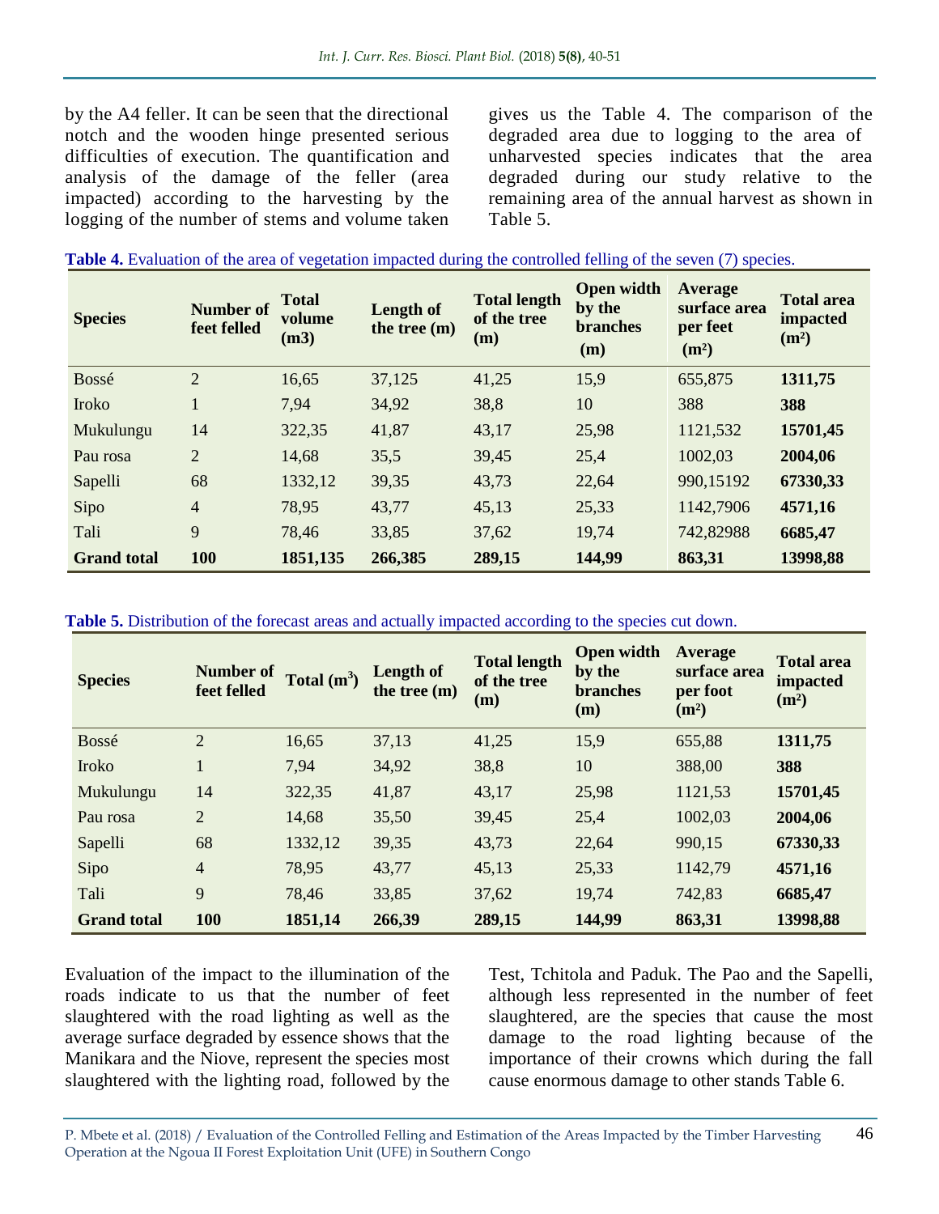by the A4 feller. It can be seen that the directional notch and the wooden hinge presented serious difficulties of execution. The quantification and analysis of the damage of the feller (area impacted) according to the harvesting by the logging of the number of stems and volume taken gives us the Table 4. The comparison of the degraded area due to logging to the area of unharvested species indicates that the area degraded during our study relative to the remaining area of the annual harvest as shown in Table 5.

**Table 4.** Evaluation of the area of vegetation impacted during the controlled felling of the seven (7) species.

| Species | Number of feet felled | Total volume (m3) | Length of the tree (m) | Total length of the tree (m) | Open width by the branches (m) | Average surface area per feet (m²) | Total area impacted (m²) |
|---|---|---|---|---|---|---|---|
| Bossé | 2 | 16,65 | 37,125 | 41,25 | 15,9 | 655,875 | **1311,75** |
| Iroko | 1 | 7,94 | 34,92 | 38,8 | 10 | 388 | **388** |
| Mukulungu | 14 | 322,35 | 41,87 | 43,17 | 25,98 | 1121,532 | **15701,45** |
| Pau rosa | 2 | 14,68 | 35,5 | 39,45 | 25,4 | 1002,03 | **2004,06** |
| Sapelli | 68 | 1332,12 | 39,35 | 43,73 | 22,64 | 990,15192 | **67330,33** |
| Sipo | 4 | 78,95 | 43,77 | 45,13 | 25,33 | 1142,7906 | **4571,16** |
| Tali | 9 | 78,46 | 33,85 | 37,62 | 19,74 | 742,82988 | **6685,47** |
| **Grand total** | **100** | **1851,135** | **266,385** | **289,15** | **144,99** | **863,31** | **13998,88** |

**Table 5.** Distribution of the forecast areas and actually impacted according to the species cut down.

| Species | Number of feet felled | Total ($m^3$) | Length of the tree (m) | Total length of the tree (m) | Open width by the branches (m) | Average surface area per foot (m²) | Total area impacted (m²) |
|---|---|---|---|---|---|---|---|
| Bossé | 2 | 16,65 | 37,13 | 41,25 | 15,9 | 655,88 | **1311,75** |
| Iroko | 1 | 7,94 | 34,92 | 38,8 | 10 | 388,00 | **388** |
| Mukulungu | 14 | 322,35 | 41,87 | 43,17 | 25,98 | 1121,53 | **15701,45** |
| Pau rosa | 2 | 14,68 | 35,50 | 39,45 | 25,4 | 1002,03 | **2004,06** |
| Sapelli | 68 | 1332,12 | 39,35 | 43,73 | 22,64 | 990,15 | **67330,33** |
| Sipo | 4 | 78,95 | 43,77 | 45,13 | 25,33 | 1142,79 | **4571,16** |
| Tali | 9 | 78,46 | 33,85 | 37,62 | 19,74 | 742,83 | **6685,47** |
| **Grand total** | **100** | **1851,14** | **266,39** | **289,15** | **144,99** | **863,31** | **13998,88** |

Evaluation of the impact to the illumination of the roads indicate to us that the number of feet slaughtered with the road lighting as well as the average surface degraded by essence shows that the Manikara and the Niove, represent the species most slaughtered with the lighting road, followed by the Test, Tchitola and Paduk. The Pao and the Sapelli, although less represented in the number of feet slaughtered, are the species that cause the most damage to the road lighting because of the importance of their crowns which during the fall cause enormous damage to other stands Table 6.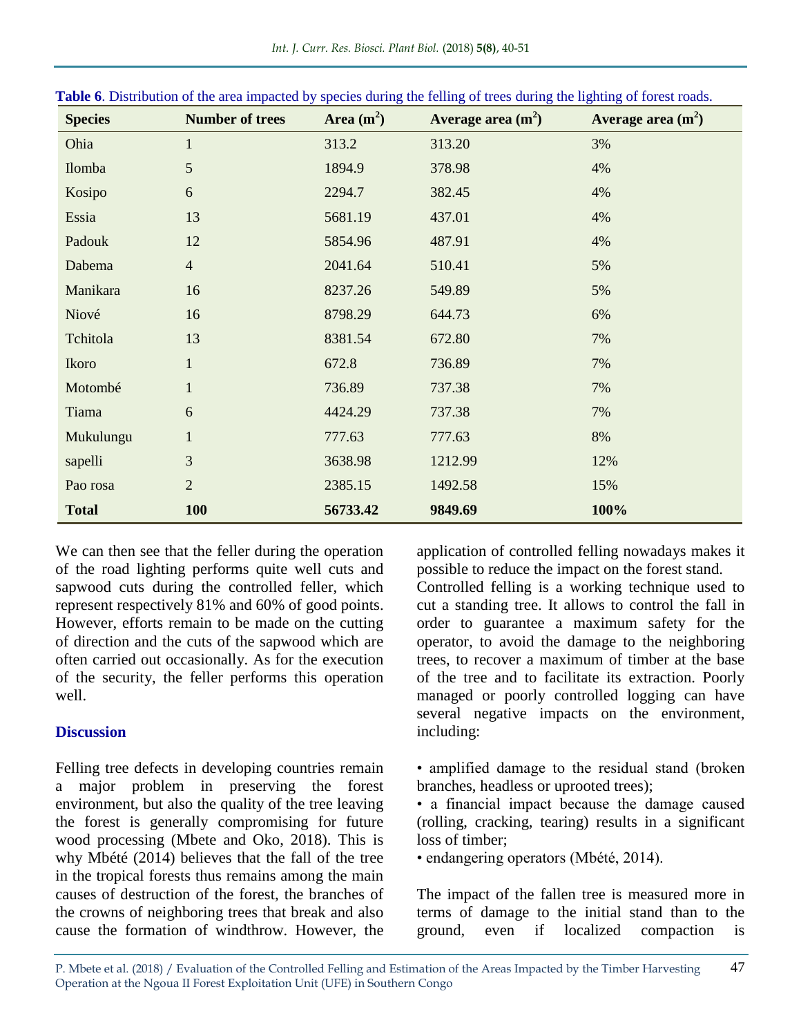**Table 6**. Distribution of the area impacted by species during the felling of trees during the lighting of forest roads.

| Species | Number of trees | Area ($m^2$) | Average area ($m^2$) | Average area ($m^2$) |
|---|---|---|---|---|
| Ohia | 1 | 313.2 | 313.20 | 3% |
| Ilomba | 5 | 1894.9 | 378.98 | 4% |
| Kosipo | 6 | 2294.7 | 382.45 | 4% |
| Essia | 13 | 5681.19 | 437.01 | 4% |
| Padouk | 12 | 5854.96 | 487.91 | 4% |
| Dabema | 4 | 2041.64 | 510.41 | 5% |
| Manikara | 16 | 8237.26 | 549.89 | 5% |
| Niové | 16 | 8798.29 | 644.73 | 6% |
| Tchitola | 13 | 8381.54 | 672.80 | 7% |
| Ikoro | 1 | 672.8 | 736.89 | 7% |
| Motombé | 1 | 736.89 | 737.38 | 7% |
| Tiama | 6 | 4424.29 | 737.38 | 7% |
| Mukulungu | 1 | 777.63 | 777.63 | 8% |
| sapelli | 3 | 3638.98 | 1212.99 | 12% |
| Pao rosa | 2 | 2385.15 | 1492.58 | 15% |
| **Total** | **100** | **56733.42** | **9849.69** | **100%** |

We can then see that the feller during the operation of the road lighting performs quite well cuts and sapwood cuts during the controlled feller, which represent respectively 81% and 60% of good points. However, efforts remain to be made on the cutting of direction and the cuts of the sapwood which are often carried out occasionally. As for the execution of the security, the feller performs this operation well.

## Discussion

Felling tree defects in developing countries remain a major problem in preserving the forest environment, but also the quality of the tree leaving the forest is generally compromising for future wood processing (Mbete and Oko, 2018). This is why Mbété (2014) believes that the fall of the tree in the tropical forests thus remains among the main causes of destruction of the forest, the branches of the crowns of neighboring trees that break and also cause the formation of windthrow. However, the application of controlled felling nowadays makes it possible to reduce the impact on the forest stand.

Controlled felling is a working technique used to cut a standing tree. It allows to control the fall in order to guarantee a maximum safety for the operator, to avoid the damage to the neighboring trees, to recover a maximum of timber at the base of the tree and to facilitate its extraction. Poorly managed or poorly controlled logging can have several negative impacts on the environment, including:

- amplified damage to the residual stand (broken branches, headless or uprooted trees);
- a financial impact because the damage caused (rolling, cracking, tearing) results in a significant loss of timber;
- endangering operators (Mbété, 2014).

The impact of the fallen tree is measured more in terms of damage to the initial stand than to the ground, even if localized compaction is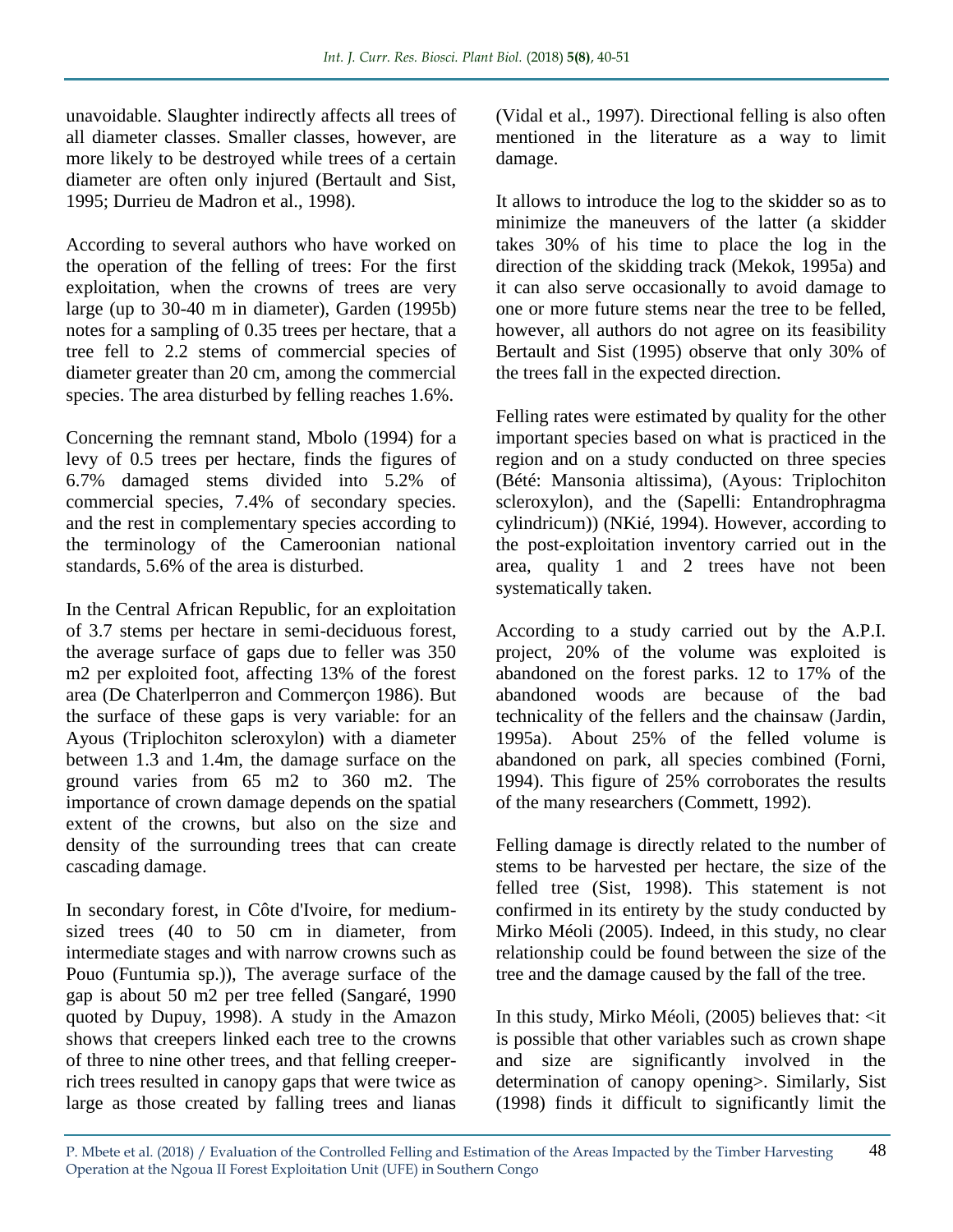unavoidable. Slaughter indirectly affects all trees of all diameter classes. Smaller classes, however, are more likely to be destroyed while trees of a certain diameter are often only injured (Bertault and Sist, 1995; Durrieu de Madron et al., 1998).

According to several authors who have worked on the operation of the felling of trees: For the first exploitation, when the crowns of trees are very large (up to 30-40 m in diameter), Garden (1995b) notes for a sampling of 0.35 trees per hectare, that a tree fell to 2.2 stems of commercial species of diameter greater than 20 cm, among the commercial species. The area disturbed by felling reaches 1.6%.

Concerning the remnant stand, Mbolo (1994) for a levy of 0.5 trees per hectare, finds the figures of 6.7% damaged stems divided into 5.2% of commercial species, 7.4% of secondary species. and the rest in complementary species according to the terminology of the Cameroonian national standards, 5.6% of the area is disturbed.

In the Central African Republic, for an exploitation of 3.7 stems per hectare in semi-deciduous forest, the average surface of gaps due to feller was 350 m2 per exploited foot, affecting 13% of the forest area (De Chaterlperron and Commerçon 1986). But the surface of these gaps is very variable: for an Ayous (Triplochiton scleroxylon) with a diameter between 1.3 and 1.4m, the damage surface on the ground varies from 65 m2 to 360 m2. The importance of crown damage depends on the spatial extent of the crowns, but also on the size and density of the surrounding trees that can create cascading damage.

In secondary forest, in Côte d'Ivoire, for medium-sized trees (40 to 50 cm in diameter, from intermediate stages and with narrow crowns such as Pouo (Funtumia sp.)), The average surface of the gap is about 50 m2 per tree felled (Sangaré, 1990 quoted by Dupuy, 1998). A study in the Amazon shows that creepers linked each tree to the crowns of three to nine other trees, and that felling creeper-rich trees resulted in canopy gaps that were twice as large as those created by falling trees and lianas (Vidal et al., 1997). Directional felling is also often mentioned in the literature as a way to limit damage.

It allows to introduce the log to the skidder so as to minimize the maneuvers of the latter (a skidder takes 30% of his time to place the log in the direction of the skidding track (Mekok, 1995a) and it can also serve occasionally to avoid damage to one or more future stems near the tree to be felled, however, all authors do not agree on its feasibility Bertault and Sist (1995) observe that only 30% of the trees fall in the expected direction.

Felling rates were estimated by quality for the other important species based on what is practiced in the region and on a study conducted on three species (Bété: Mansonia altissima), (Ayous: Triplochiton scleroxylon), and the (Sapelli: Entandrophragma cylindricum)) (NKié, 1994). However, according to the post-exploitation inventory carried out in the area, quality 1 and 2 trees have not been systematically taken.

According to a study carried out by the A.P.I. project, 20% of the volume was exploited is abandoned on the forest parks. 12 to 17% of the abandoned woods are because of the bad technicality of the fellers and the chainsaw (Jardin, 1995a). About 25% of the felled volume is abandoned on park, all species combined (Forni, 1994). This figure of 25% corroborates the results of the many researchers (Commett, 1992).

Felling damage is directly related to the number of stems to be harvested per hectare, the size of the felled tree (Sist, 1998). This statement is not confirmed in its entirety by the study conducted by Mirko Méoli (2005). Indeed, in this study, no clear relationship could be found between the size of the tree and the damage caused by the fall of the tree.

In this study, Mirko Méoli, (2005) believes that: <it is possible that other variables such as crown shape and size are significantly involved in the determination of canopy opening>. Similarly, Sist (1998) finds it difficult to significantly limit the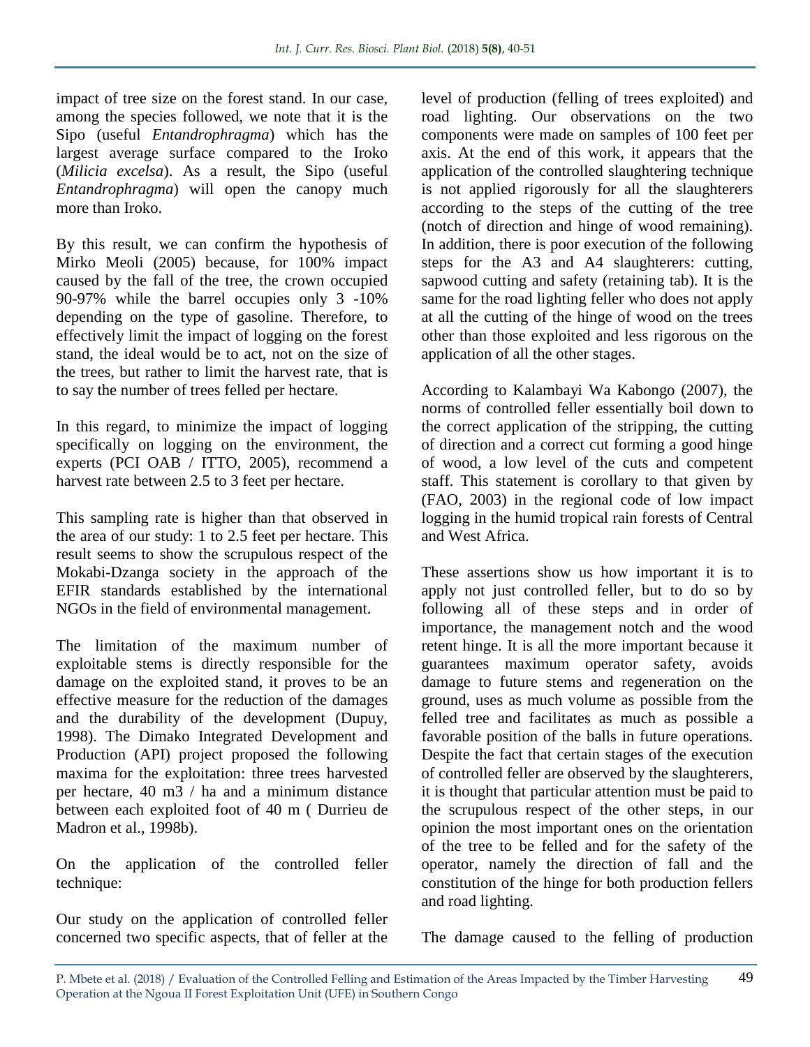impact of tree size on the forest stand. In our case, among the species followed, we note that it is the Sipo (useful *Entandrophragma*) which has the largest average surface compared to the Iroko (*Milicia excelsa*). As a result, the Sipo (useful *Entandrophragma*) will open the canopy much more than Iroko.

By this result, we can confirm the hypothesis of Mirko Meoli (2005) because, for 100% impact caused by the fall of the tree, the crown occupied 90-97% while the barrel occupies only 3 -10% depending on the type of gasoline. Therefore, to effectively limit the impact of logging on the forest stand, the ideal would be to act, not on the size of the trees, but rather to limit the harvest rate, that is to say the number of trees felled per hectare.

In this regard, to minimize the impact of logging specifically on logging on the environment, the experts (PCI OAB / ITTO, 2005), recommend a harvest rate between 2.5 to 3 feet per hectare.

This sampling rate is higher than that observed in the area of our study: 1 to 2.5 feet per hectare. This result seems to show the scrupulous respect of the Mokabi-Dzanga society in the approach of the EFIR standards established by the international NGOs in the field of environmental management.

The limitation of the maximum number of exploitable stems is directly responsible for the damage on the exploited stand, it proves to be an effective measure for the reduction of the damages and the durability of the development (Dupuy, 1998). The Dimako Integrated Development and Production (API) project proposed the following maxima for the exploitation: three trees harvested per hectare, 40 m3 / ha and a minimum distance between each exploited foot of 40 m ( Durrieu de Madron et al., 1998b).

On the application of the controlled feller technique:

Our study on the application of controlled feller concerned two specific aspects, that of feller at the level of production (felling of trees exploited) and road lighting. Our observations on the two components were made on samples of 100 feet per axis. At the end of this work, it appears that the application of the controlled slaughtering technique is not applied rigorously for all the slaughterers according to the steps of the cutting of the tree (notch of direction and hinge of wood remaining). In addition, there is poor execution of the following steps for the A3 and A4 slaughterers: cutting, sapwood cutting and safety (retaining tab). It is the same for the road lighting feller who does not apply at all the cutting of the hinge of wood on the trees other than those exploited and less rigorous on the application of all the other stages.

According to Kalambayi Wa Kabongo (2007), the norms of controlled feller essentially boil down to the correct application of the stripping, the cutting of direction and a correct cut forming a good hinge of wood, a low level of the cuts and competent staff. This statement is corollary to that given by (FAO, 2003) in the regional code of low impact logging in the humid tropical rain forests of Central and West Africa.

These assertions show us how important it is to apply not just controlled feller, but to do so by following all of these steps and in order of importance, the management notch and the wood retent hinge. It is all the more important because it guarantees maximum operator safety, avoids damage to future stems and regeneration on the ground, uses as much volume as possible from the felled tree and facilitates as much as possible a favorable position of the balls in future operations. Despite the fact that certain stages of the execution of controlled feller are observed by the slaughterers, it is thought that particular attention must be paid to the scrupulous respect of the other steps, in our opinion the most important ones on the orientation of the tree to be felled and for the safety of the operator, namely the direction of fall and the constitution of the hinge for both production fellers and road lighting.

The damage caused to the felling of production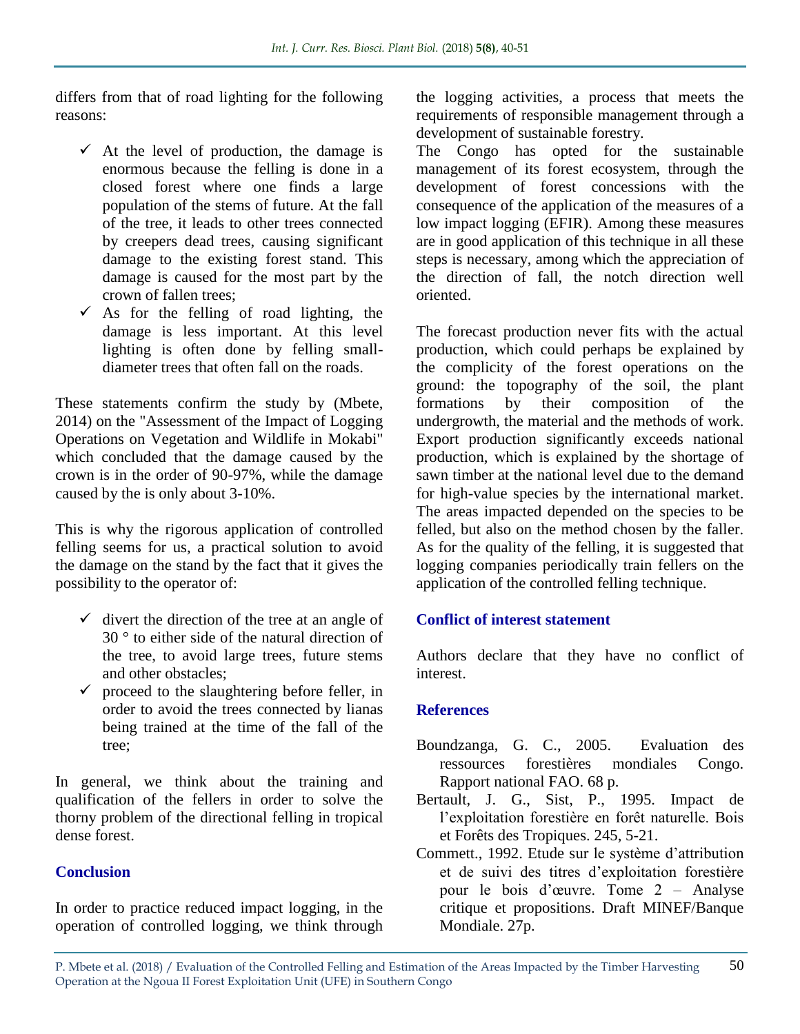differs from that of road lighting for the following reasons:

- ✓ At the level of production, the damage is enormous because the felling is done in a closed forest where one finds a large population of the stems of future. At the fall of the tree, it leads to other trees connected by creepers dead trees, causing significant damage to the existing forest stand. This damage is caused for the most part by the crown of fallen trees;
- ✓ As for the felling of road lighting, the damage is less important. At this level lighting is often done by felling small-diameter trees that often fall on the roads.

These statements confirm the study by (Mbete, 2014) on the "Assessment of the Impact of Logging Operations on Vegetation and Wildlife in Mokabi" which concluded that the damage caused by the crown is in the order of 90-97%, while the damage caused by the is only about 3-10%.

This is why the rigorous application of controlled felling seems for us, a practical solution to avoid the damage on the stand by the fact that it gives the possibility to the operator of:

- ✓ divert the direction of the tree at an angle of 30 ° to either side of the natural direction of the tree, to avoid large trees, future stems and other obstacles;
- ✓ proceed to the slaughtering before feller, in order to avoid the trees connected by lianas being trained at the time of the fall of the tree;

In general, we think about the training and qualification of the fellers in order to solve the thorny problem of the directional felling in tropical dense forest.

## Conclusion

In order to practice reduced impact logging, in the operation of controlled logging, we think through the logging activities, a process that meets the requirements of responsible management through a development of sustainable forestry.

The Congo has opted for the sustainable management of its forest ecosystem, through the development of forest concessions with the consequence of the application of the measures of a low impact logging (EFIR). Among these measures are in good application of this technique in all these steps is necessary, among which the appreciation of the direction of fall, the notch direction well oriented.

The forecast production never fits with the actual production, which could perhaps be explained by the complicity of the forest operations on the ground: the topography of the soil, the plant formations by their composition of the undergrowth, the material and the methods of work. Export production significantly exceeds national production, which is explained by the shortage of sawn timber at the national level due to the demand for high-value species by the international market. The areas impacted depended on the species to be felled, but also on the method chosen by the faller. As for the quality of the felling, it is suggested that logging companies periodically train fellers on the application of the controlled felling technique.

## Conflict of interest statement

Authors declare that they have no conflict of interest.

## References

Boundzanga, G. C., 2005. Evaluation des ressources forestières mondiales Congo. Rapport national FAO. 68 p.

Bertault, J. G., Sist, P., 1995. Impact de l'exploitation forestière en forêt naturelle. Bois et Forêts des Tropiques. 245, 5-21.

Commett., 1992. Etude sur le système d'attribution et de suivi des titres d'exploitation forestière pour le bois d'œuvre. Tome 2 – Analyse critique et propositions. Draft MINEF/Banque Mondiale. 27p.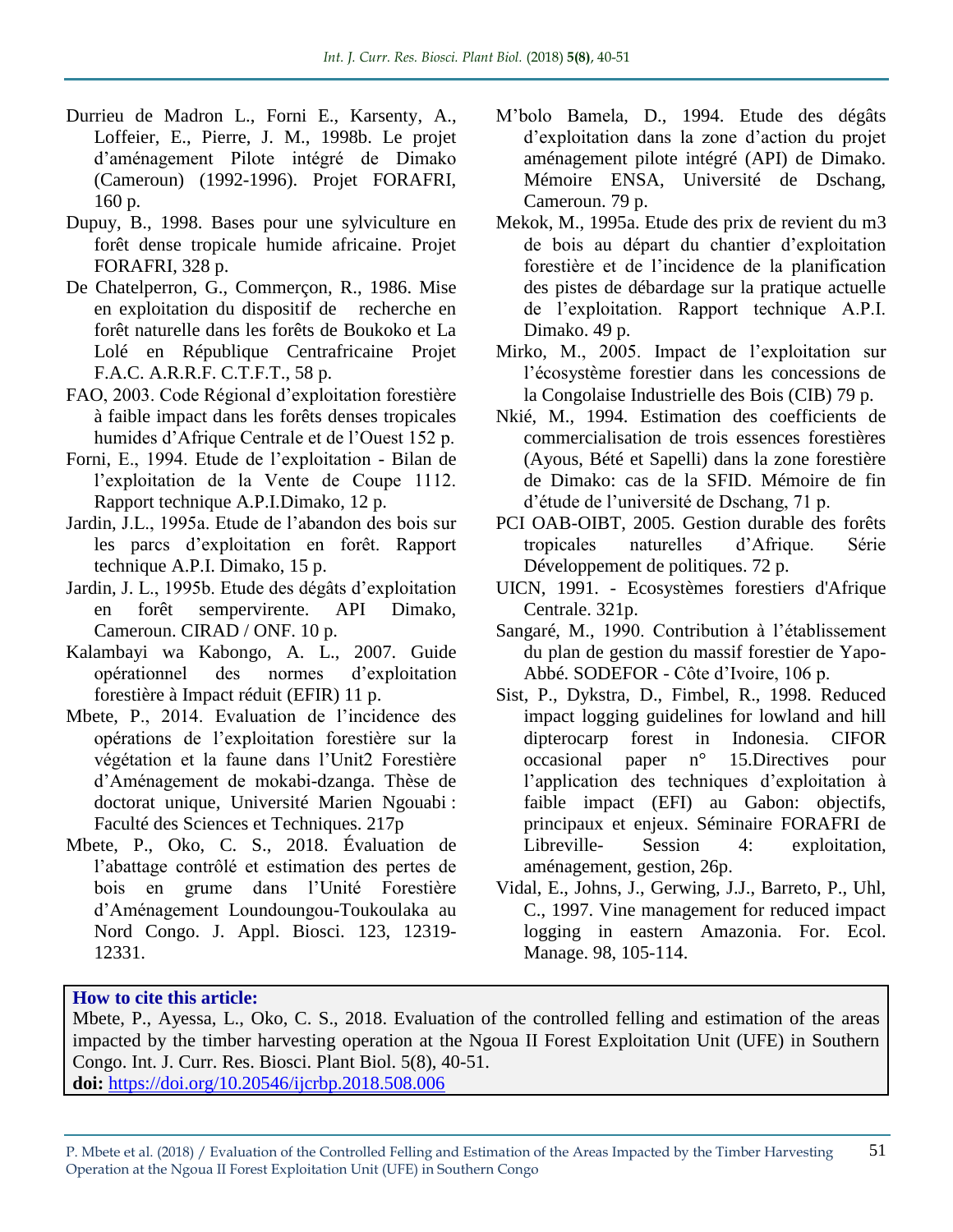Durrieu de Madron L., Forni E., Karsenty, A., Loffeier, E., Pierre, J. M., 1998b. Le projet d'aménagement Pilote intégré de Dimako (Cameroun) (1992-1996). Projet FORAFRI, 160 p.

Dupuy, B., 1998. Bases pour une sylviculture en forêt dense tropicale humide africaine. Projet FORAFRI, 328 p.

De Chatelperron, G., Commerçon, R., 1986. Mise en exploitation du dispositif de recherche en forêt naturelle dans les forêts de Boukoko et La Lolé en République Centrafricaine Projet F.A.C. A.R.R.F. C.T.F.T., 58 p.

FAO, 2003. Code Régional d'exploitation forestière à faible impact dans les forêts denses tropicales humides d'Afrique Centrale et de l'Ouest 152 p.

Forni, E., 1994. Etude de l'exploitation - Bilan de l'exploitation de la Vente de Coupe 1112. Rapport technique A.P.I.Dimako, 12 p.

Jardin, J.L., 1995a. Etude de l'abandon des bois sur les parcs d'exploitation en forêt. Rapport technique A.P.I. Dimako, 15 p.

Jardin, J. L., 1995b. Etude des dégâts d'exploitation en forêt sempervirente. API Dimako, Cameroun. CIRAD / ONF. 10 p.

Kalambayi wa Kabongo, A. L., 2007. Guide opérationnel des normes d'exploitation forestière à Impact réduit (EFIR) 11 p.

Mbete, P., 2014. Evaluation de l'incidence des opérations de l'exploitation forestière sur la végétation et la faune dans l'Unit2 Forestière d'Aménagement de mokabi-dzanga. Thèse de doctorat unique, Université Marien Ngouabi : Faculté des Sciences et Techniques. 217p

Mbete, P., Oko, C. S., 2018. Évaluation de l'abattage contrôlé et estimation des pertes de bois en grume dans l'Unité Forestière d'Aménagement Loundoungou-Toukoulaka au Nord Congo. J. Appl. Biosci. 123, 12319-12331.

M'bolo Bamela, D., 1994. Etude des dégâts d'exploitation dans la zone d'action du projet aménagement pilote intégré (API) de Dimako. Mémoire ENSA, Université de Dschang, Cameroun. 79 p.

Mekok, M., 1995a. Etude des prix de revient du m3 de bois au départ du chantier d'exploitation forestière et de l'incidence de la planification des pistes de débardage sur la pratique actuelle de l'exploitation. Rapport technique A.P.I. Dimako. 49 p.

Mirko, M., 2005. Impact de l'exploitation sur l'écosystème forestier dans les concessions de la Congolaise Industrielle des Bois (CIB) 79 p.

Nkié, M., 1994. Estimation des coefficients de commercialisation de trois essences forestières (Ayous, Bété et Sapelli) dans la zone forestière de Dimako: cas de la SFID. Mémoire de fin d'étude de l'université de Dschang, 71 p.

PCI OAB-OIBT, 2005. Gestion durable des forêts tropicales naturelles d'Afrique. Série Développement de politiques. 72 p.

UICN, 1991. - Ecosystèmes forestiers d'Afrique Centrale. 321p.

Sangaré, M., 1990. Contribution à l'établissement du plan de gestion du massif forestier de Yapo-Abbé. SODEFOR - Côte d'Ivoire, 106 p.

Sist, P., Dykstra, D., Fimbel, R., 1998. Reduced impact logging guidelines for lowland and hill dipterocarp forest in Indonesia. CIFOR occasional paper n° 15.Directives pour l'application des techniques d'exploitation à faible impact (EFI) au Gabon: objectifs, principaux et enjeux. Séminaire FORAFRI de Libreville- Session 4: exploitation, aménagement, gestion, 26p.

Vidal, E., Johns, J., Gerwing, J.J., Barreto, P., Uhl, C., 1997. Vine management for reduced impact logging in eastern Amazonia. For. Ecol. Manage. 98, 105-114.

**How to cite this article:**
Mbete, P., Ayessa, L., Oko, C. S., 2018. Evaluation of the controlled felling and estimation of the areas impacted by the timber harvesting operation at the Ngoua II Forest Exploitation Unit (UFE) in Southern Congo. Int. J. Curr. Res. Biosci. Plant Biol. 5(8), 40-51.
**doi:** https://doi.org/10.20546/ijcrbp.2018.508.006